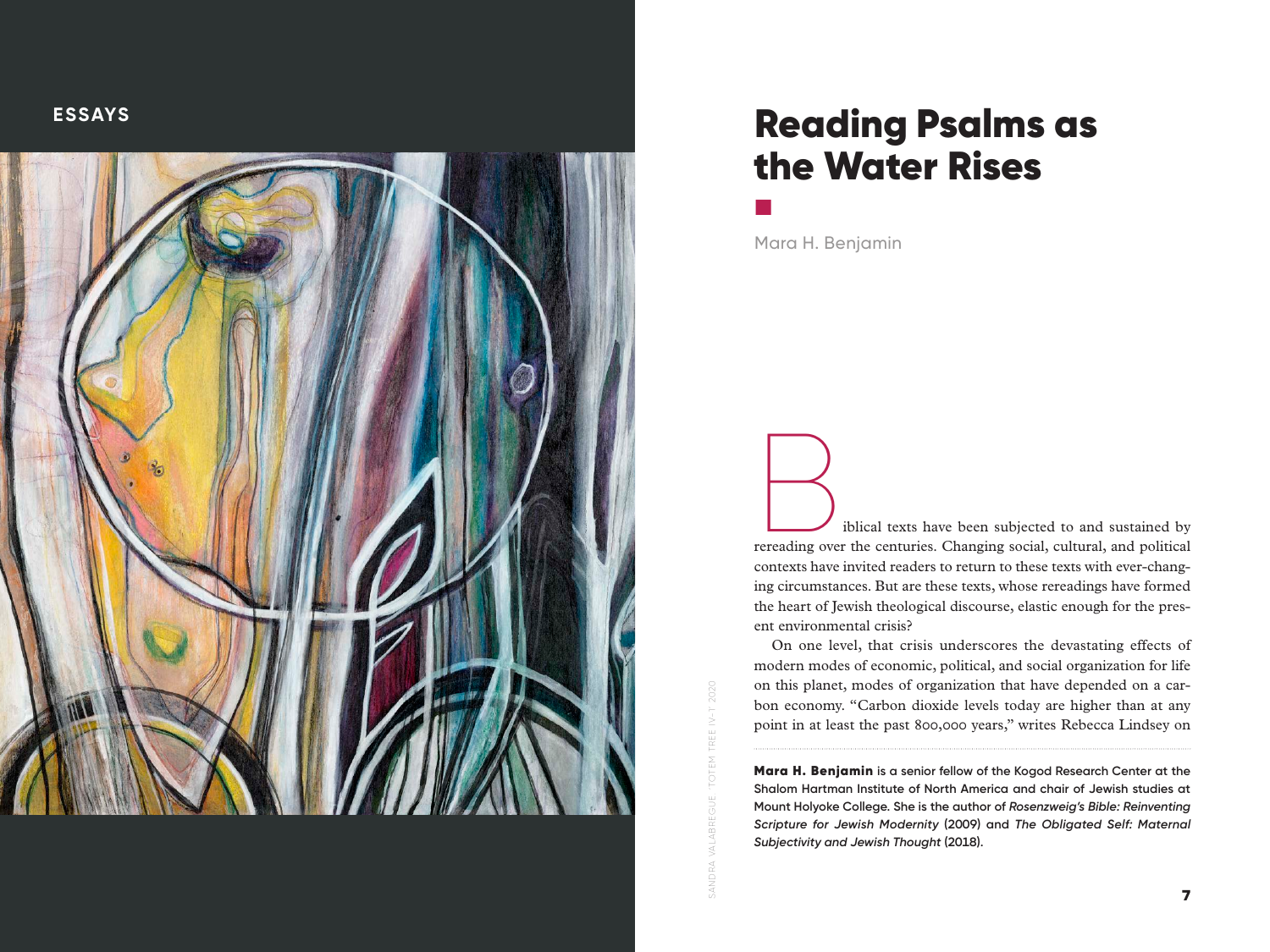ESSAYS

# Reading Psalms as the Water Rises

Mara H. Benjamin

SANDRA VALABREGUE 'TOTEM TREE IV-1' 2020

Biblical texts have been subjected to and sustained by rereading over the centuries. Changing social, cultural, and political contexts have invited readers to return to these texts with ever-changing circumstances. But are these texts, whose rereadings have formed the heart of Jewish theological discourse, elastic enough for the present environmental crisis?

On one level, that crisis underscores the devastating effects of modern modes of economic, political, and social organization for life on this planet, modes of organization that have depended on a carbon economy. "Carbon dioxide levels today are higher than at any point in at least the past 800,000 years," writes Rebecca Lindsey on

---

**Mara H. Benjamin** is a senior fellow of the Kogod Research Center at the Shalom Hartman Institute of North America and chair of Jewish studies at Mount Holyoke College. She is the author of *Rosenzweig's Bible: Reinventing Scripture for Jewish Modernity* (2009) and *The Obligated Self: Maternal Subjectivity and Jewish Thought* (2018).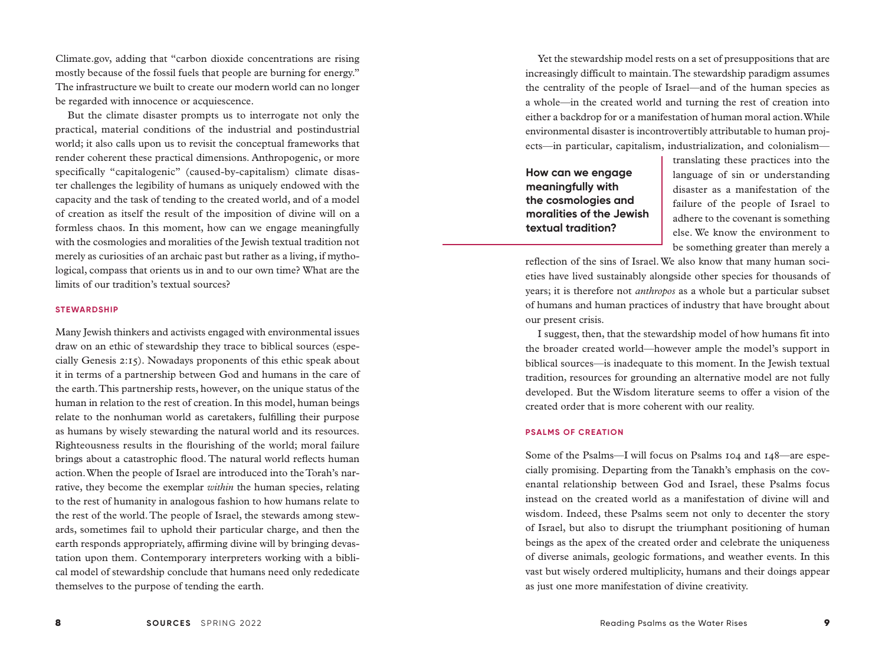Climate.gov, adding that "carbon dioxide concentrations are rising mostly because of the fossil fuels that people are burning for energy." The infrastructure we built to create our modern world can no longer be regarded with innocence or acquiescence.

But the climate disaster prompts us to interrogate not only the practical, material conditions of the industrial and postindustrial world; it also calls upon us to revisit the conceptual frameworks that render coherent these practical dimensions. Anthropogenic, or more specifically "capitalogenic" (caused-by-capitalism) climate disaster challenges the legibility of humans as uniquely endowed with the capacity and the task of tending to the created world, and of a model of creation as itself the result of the imposition of divine will on a formless chaos. In this moment, how can we engage meaningfully with the cosmologies and moralities of the Jewish textual tradition not merely as curiosities of an archaic past but rather as a living, if mythological, compass that orients us in and to our own time? What are the limits of our tradition's textual sources?

## STEWARDSHIP

Many Jewish thinkers and activists engaged with environmental issues draw on an ethic of stewardship they trace to biblical sources (especially Genesis 2:15). Nowadays proponents of this ethic speak about it in terms of a partnership between God and humans in the care of the earth. This partnership rests, however, on the unique status of the human in relation to the rest of creation. In this model, human beings relate to the nonhuman world as caretakers, fulfilling their purpose as humans by wisely stewarding the natural world and its resources. Righteousness results in the flourishing of the world; moral failure brings about a catastrophic flood. The natural world reflects human action. When the people of Israel are introduced into the Torah's narrative, they become the exemplar *within* the human species, relating to the rest of humanity in analogous fashion to how humans relate to the rest of the world. The people of Israel, the stewards among stewards, sometimes fail to uphold their particular charge, and then the earth responds appropriately, affirming divine will by bringing devastation upon them. Contemporary interpreters working with a biblical model of stewardship conclude that humans need only rededicate themselves to the purpose of tending the earth.

Yet the stewardship model rests on a set of presuppositions that are increasingly difficult to maintain. The stewardship paradigm assumes the centrality of the people of Israel—and of the human species as a whole—in the created world and turning the rest of creation into either a backdrop for or a manifestation of human moral action. While environmental disaster is incontrovertibly attributable to human projects—in particular, capitalism, industrialization, and colonialism—translating these practices into the language of sin or understanding disaster as a manifestation of the failure of the people of Israel to adhere to the covenant is something else. We know the environment to be something greater than merely a reflection of the sins of Israel. We also know that many human societies have lived sustainably alongside other species for thousands of years; it is therefore not *anthropos* as a whole but a particular subset of humans and human practices of industry that have brought about our present crisis.

**How can we engage meaningfully with the cosmologies and moralities of the Jewish textual tradition?**

I suggest, then, that the stewardship model of how humans fit into the broader created world—however ample the model's support in biblical sources—is inadequate to this moment. In the Jewish textual tradition, resources for grounding an alternative model are not fully developed. But the Wisdom literature seems to offer a vision of the created order that is more coherent with our reality.

## PSALMS OF CREATION

Some of the Psalms—I will focus on Psalms 104 and 148—are especially promising. Departing from the Tanakh's emphasis on the covenantal relationship between God and Israel, these Psalms focus instead on the created world as a manifestation of divine will and wisdom. Indeed, these Psalms seem not only to decenter the story of Israel, but also to disrupt the triumphant positioning of human beings as the apex of the created order and celebrate the uniqueness of diverse animals, geologic formations, and weather events. In this vast but wisely ordered multiplicity, humans and their doings appear as just one more manifestation of divine creativity.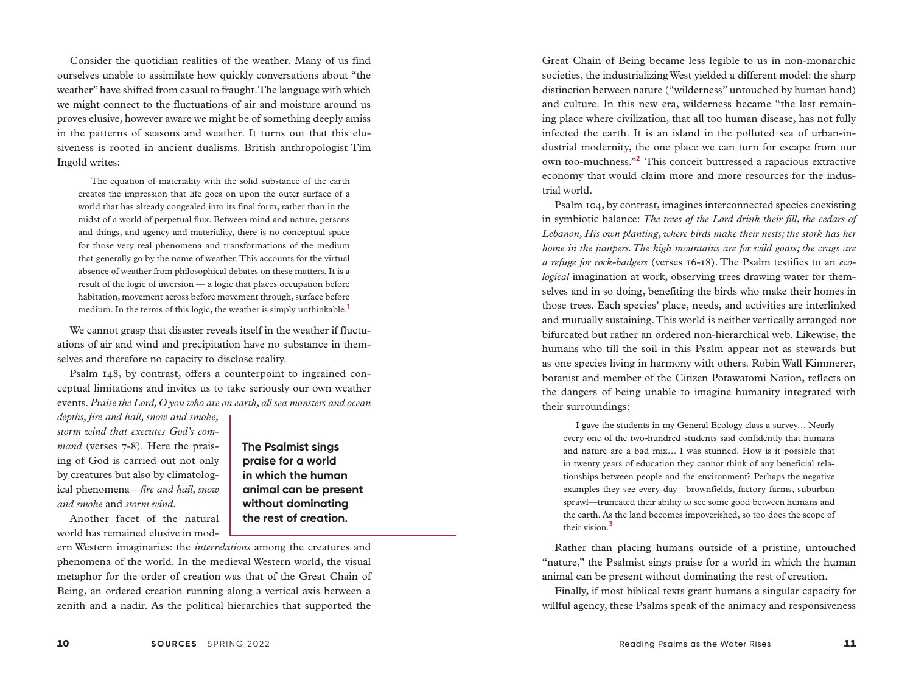Consider the quotidian realities of the weather. Many of us find ourselves unable to assimilate how quickly conversations about "the weather" have shifted from casual to fraught. The language with which we might connect to the fluctuations of air and moisture around us proves elusive, however aware we might be of something deeply amiss in the patterns of seasons and weather. It turns out that this elusiveness is rooted in ancient dualisms. British anthropologist Tim Ingold writes:

> The equation of materiality with the solid substance of the earth creates the impression that life goes on upon the outer surface of a world that has already congealed into its final form, rather than in the midst of a world of perpetual flux. Between mind and nature, persons and things, and agency and materiality, there is no conceptual space for those very real phenomena and transformations of the medium that generally go by the name of weather. This accounts for the virtual absence of weather from philosophical debates on these matters. It is a result of the logic of inversion — a logic that places occupation before habitation, movement across before movement through, surface before medium. In the terms of this logic, the weather is simply unthinkable.[1]

We cannot grasp that disaster reveals itself in the weather if fluctuations of air and wind and precipitation have no substance in themselves and therefore no capacity to disclose reality.

Psalm 148, by contrast, offers a counterpoint to ingrained conceptual limitations and invites us to take seriously our own weather events. *Praise the Lord, O you who are on earth, all sea monsters and ocean depths, fire and hail, snow and smoke, storm wind that executes God's command* (verses 7-8). Here the praising of God is carried out not only by creatures but also by climatological phenomena—*fire and hail, snow and smoke* and *storm wind*.

**The Psalmist sings praise for a world in which the human animal can be present without dominating the rest of creation.**

Another facet of the natural world has remained elusive in modern Western imaginaries: the *interrelations* among the creatures and phenomena of the world. In the medieval Western world, the visual metaphor for the order of creation was that of the Great Chain of Being, an ordered creation running along a vertical axis between a zenith and a nadir. As the political hierarchies that supported the Great Chain of Being became less legible to us in non-monarchic societies, the industrializing West yielded a different model: the sharp distinction between nature ("wilderness" untouched by human hand) and culture. In this new era, wilderness became "the last remaining place where civilization, that all too human disease, has not fully infected the earth. It is an island in the polluted sea of urban-industrial modernity, the one place we can turn for escape from our own too-muchness."[2] This conceit buttressed a rapacious extractive economy that would claim more and more resources for the industrial world.

Psalm 104, by contrast, imagines interconnected species coexisting in symbiotic balance: *The trees of the Lord drink their fill, the cedars of Lebanon, His own planting, where birds make their nests; the stork has her home in the junipers. The high mountains are for wild goats; the crags are a refuge for rock-badgers* (verses 16-18). The Psalm testifies to an *ecological* imagination at work, observing trees drawing water for themselves and in so doing, benefiting the birds who make their homes in those trees. Each species' place, needs, and activities are interlinked and mutually sustaining. This world is neither vertically arranged nor bifurcated but rather an ordered non-hierarchical web. Likewise, the humans who till the soil in this Psalm appear not as stewards but as one species living in harmony with others. Robin Wall Kimmerer, botanist and member of the Citizen Potawatomi Nation, reflects on the dangers of being unable to imagine humanity integrated with their surroundings:

> I gave the students in my General Ecology class a survey… Nearly every one of the two-hundred students said confidently that humans and nature are a bad mix… I was stunned. How is it possible that in twenty years of education they cannot think of any beneficial relationships between people and the environment? Perhaps the negative examples they see every day—brownfields, factory farms, suburban sprawl—truncated their ability to see some good between humans and the earth. As the land becomes impoverished, so too does the scope of their vision.[3]

Rather than placing humans outside of a pristine, untouched "nature," the Psalmist sings praise for a world in which the human animal can be present without dominating the rest of creation.

Finally, if most biblical texts grant humans a singular capacity for willful agency, these Psalms speak of the animacy and responsiveness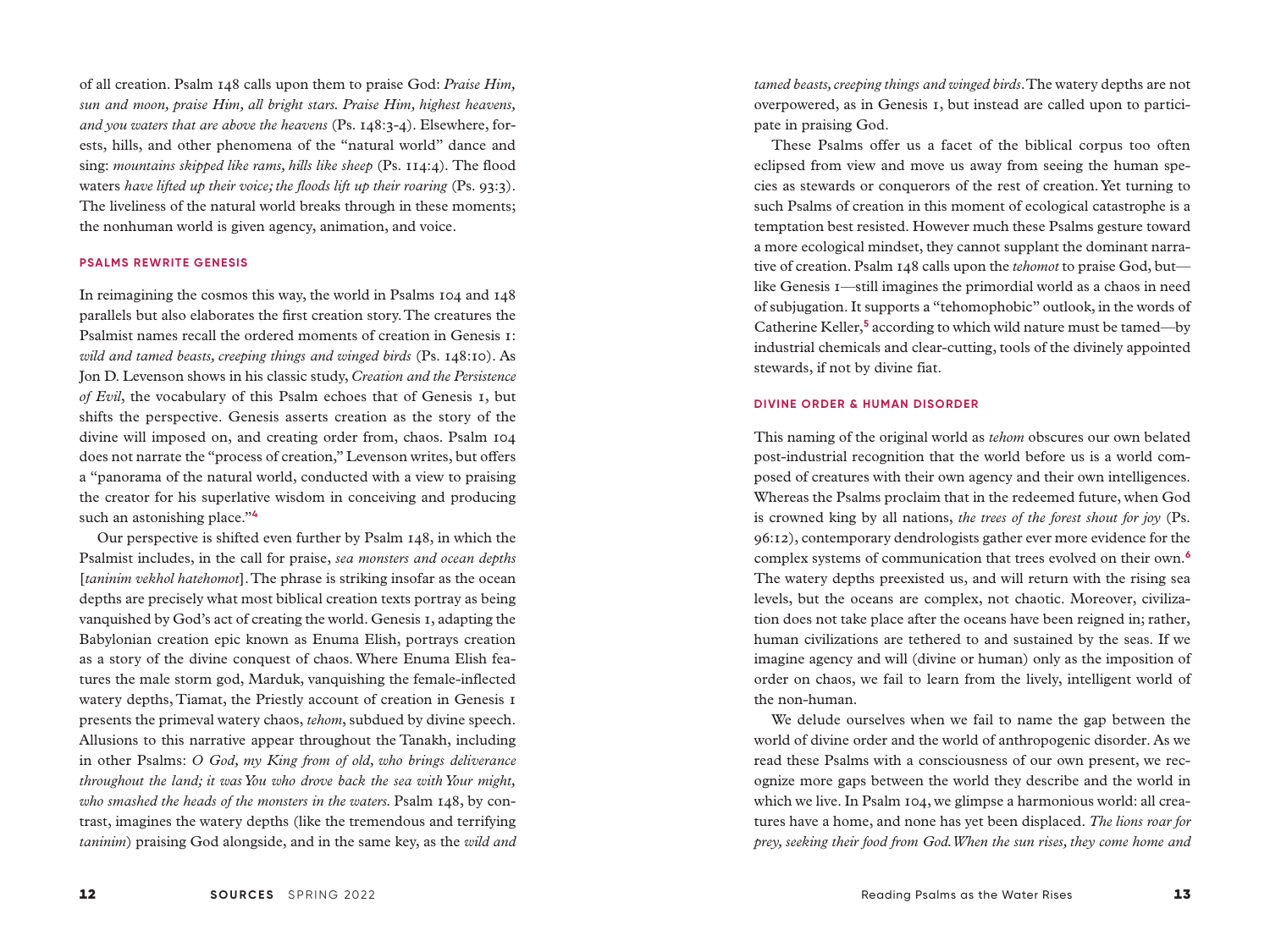of all creation. Psalm 148 calls upon them to praise God: *Praise Him, sun and moon, praise Him, all bright stars. Praise Him, highest heavens, and you waters that are above the heavens* (Ps. 148:3-4). Elsewhere, forests, hills, and other phenomena of the "natural world" dance and sing: *mountains skipped like rams, hills like sheep* (Ps. 114:4). The flood waters *have lifted up their voice; the floods lift up their roaring* (Ps. 93:3). The liveliness of the natural world breaks through in these moments; the nonhuman world is given agency, animation, and voice.

## PSALMS REWRITE GENESIS

In reimagining the cosmos this way, the world in Psalms 104 and 148 parallels but also elaborates the first creation story. The creatures the Psalmist names recall the ordered moments of creation in Genesis 1: *wild and tamed beasts, creeping things and winged birds* (Ps. 148:10). As Jon D. Levenson shows in his classic study, *Creation and the Persistence of Evil*, the vocabulary of this Psalm echoes that of Genesis 1, but shifts the perspective. Genesis asserts creation as the story of the divine will imposed on, and creating order from, chaos. Psalm 104 does not narrate the "process of creation," Levenson writes, but offers a "panorama of the natural world, conducted with a view to praising the creator for his superlative wisdom in conceiving and producing such an astonishing place."[4]

Our perspective is shifted even further by Psalm 148, in which the Psalmist includes, in the call for praise, *sea monsters and ocean depths* [*taninim vekhol hatehomot*]. The phrase is striking insofar as the ocean depths are precisely what most biblical creation texts portray as being vanquished by God's act of creating the world. Genesis 1, adapting the Babylonian creation epic known as Enuma Elish, portrays creation as a story of the divine conquest of chaos. Where Enuma Elish features the male storm god, Marduk, vanquishing the female-inflected watery depths, Tiamat, the Priestly account of creation in Genesis 1 presents the primeval watery chaos, *tehom*, subdued by divine speech. Allusions to this narrative appear throughout the Tanakh, including in other Psalms: *O God, my King from of old, who brings deliverance throughout the land; it was You who drove back the sea with Your might, who smashed the heads of the monsters in the waters.* Psalm 148, by contrast, imagines the watery depths (like the tremendous and terrifying *taninim*) praising God alongside, and in the same key, as the *wild and tamed beasts, creeping things and winged birds*. The watery depths are not overpowered, as in Genesis 1, but instead are called upon to participate in praising God.

These Psalms offer us a facet of the biblical corpus too often eclipsed from view and move us away from seeing the human species as stewards or conquerors of the rest of creation. Yet turning to such Psalms of creation in this moment of ecological catastrophe is a temptation best resisted. However much these Psalms gesture toward a more ecological mindset, they cannot supplant the dominant narrative of creation. Psalm 148 calls upon the *tehomot* to praise God, but—like Genesis 1—still imagines the primordial world as a chaos in need of subjugation. It supports a "tehomophobic" outlook, in the words of Catherine Keller,[5] according to which wild nature must be tamed—by industrial chemicals and clear-cutting, tools of the divinely appointed stewards, if not by divine fiat.

## DIVINE ORDER & HUMAN DISORDER

This naming of the original world as *tehom* obscures our own belated post-industrial recognition that the world before us is a world composed of creatures with their own agency and their own intelligences. Whereas the Psalms proclaim that in the redeemed future, when God is crowned king by all nations, *the trees of the forest shout for joy* (Ps. 96:12), contemporary dendrologists gather ever more evidence for the complex systems of communication that trees evolved on their own.[6] The watery depths preexisted us, and will return with the rising sea levels, but the oceans are complex, not chaotic. Moreover, civilization does not take place after the oceans have been reigned in; rather, human civilizations are tethered to and sustained by the seas. If we imagine agency and will (divine or human) only as the imposition of order on chaos, we fail to learn from the lively, intelligent world of the non-human.

We delude ourselves when we fail to name the gap between the world of divine order and the world of anthropogenic disorder. As we read these Psalms with a consciousness of our own present, we recognize more gaps between the world they describe and the world in which we live. In Psalm 104, we glimpse a harmonious world: all creatures have a home, and none has yet been displaced. *The lions roar for prey, seeking their food from God. When the sun rises, they come home and*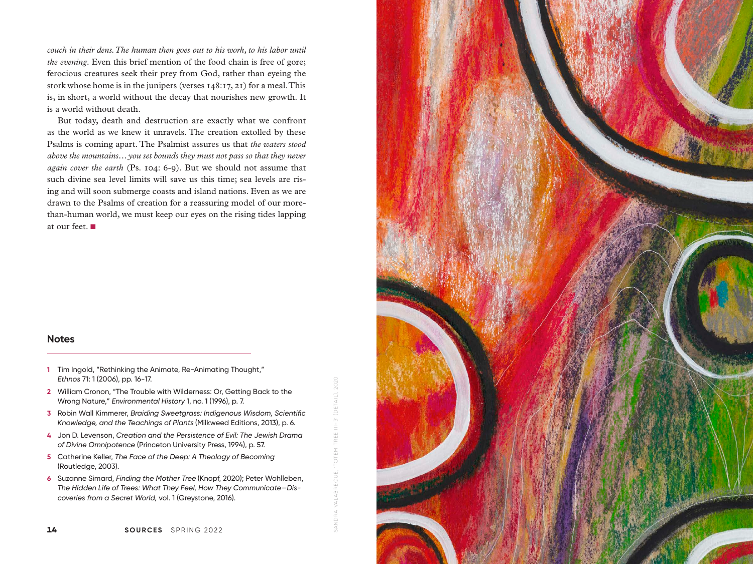*couch in their dens. The human then goes out to his work, to his labor until the evening*. Even this brief mention of the food chain is free of gore; ferocious creatures seek their prey from God, rather than eyeing the stork whose home is in the junipers (verses 148:17, 21) for a meal. This is, in short, a world without the decay that nourishes new growth. It is a world without death.

But today, death and destruction are exactly what we confront as the world as we knew it unravels. The creation extolled by these Psalms is coming apart. The Psalmist assures us that *the waters stood above the mountains… you set bounds they must not pass so that they never again cover the earth* (Ps. 104: 6-9). But we should not assume that such divine sea level limits will save us this time; sea levels are rising and will soon submerge coasts and island nations. Even as we are drawn to the Psalms of creation for a reassuring model of our more-than-human world, we must keep our eyes on the rising tides lapping at our feet. ■

## Notes

1. Tim Ingold, "Rethinking the Animate, Re-Animating Thought," *Ethnos* 71: 1 (2006), pp. 16-17.
2. William Cronon, "The Trouble with Wilderness: Or, Getting Back to the Wrong Nature," *Environmental History* 1, no. 1 (1996), p. 7.
3. Robin Wall Kimmerer, *Braiding Sweetgrass: Indigenous Wisdom, Scientific Knowledge, and the Teachings of Plants* (Milkweed Editions, 2013), p. 6.
4. Jon D. Levenson, *Creation and the Persistence of Evil: The Jewish Drama of Divine Omnipotence* (Princeton University Press, 1994), p. 57.
5. Catherine Keller, *The Face of the Deep: A Theology of Becoming* (Routledge, 2003).
6. Suzanne Simard, *Finding the Mother Tree* (Knopf, 2020); Peter Wohlleben, *The Hidden Life of Trees: What They Feel, How They Communicate—Discoveries from a Secret World,* vol. 1 (Greystone, 2016).

SANDRA VALABREGUE, TOTEM TREE III-3 (DETAIL), 2020